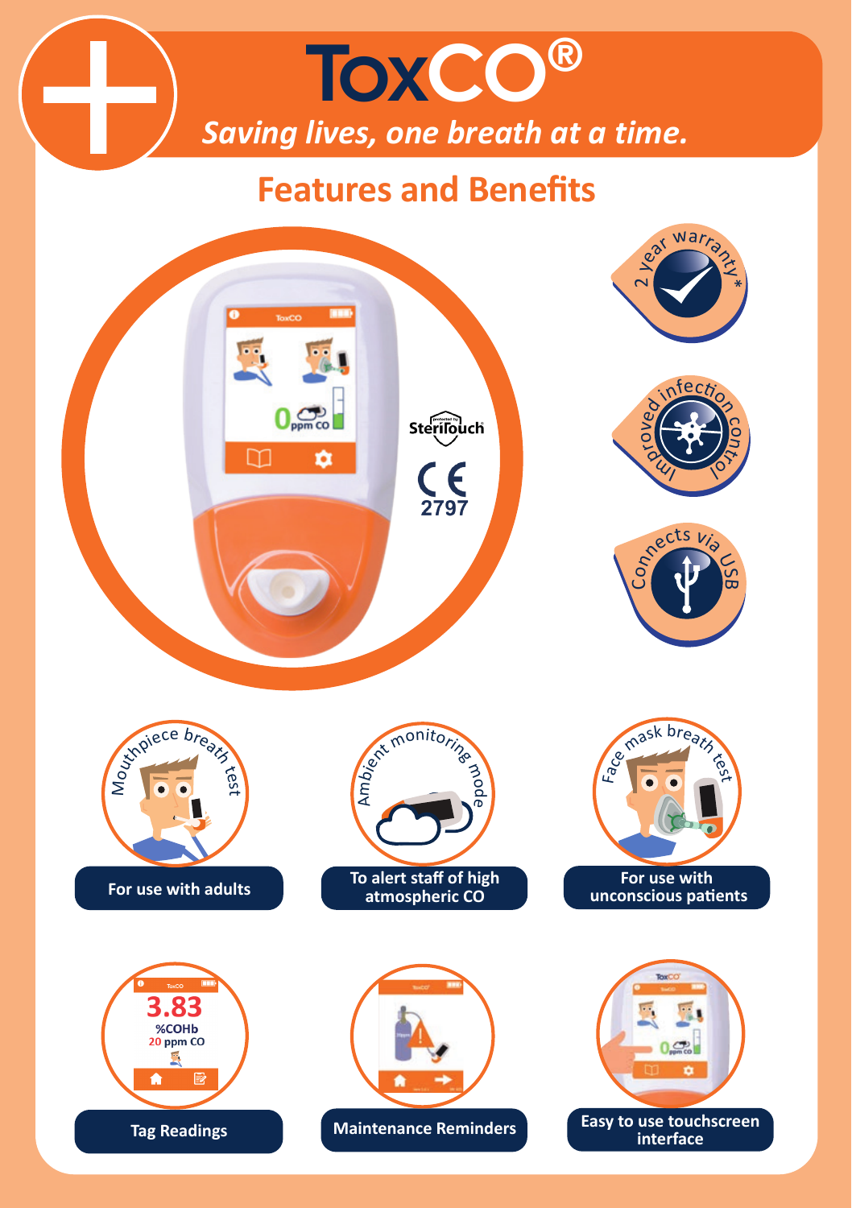# ToxCO®

*Saving lives, one breath at a time.*

## Features and Benefits

Sterilouch

CE 2797

2 year warranty*

Improved infection control

Connects via USB

Mouthpiece breath test

**For use with adults**

Ambient monitoring mode

**To alert staff of high atmospheric CO**

Face mask breath test

**For use with unconscious patients**

**Tag Readings**

**Maintenance Reminders**

**Easy to use touchscreen interface**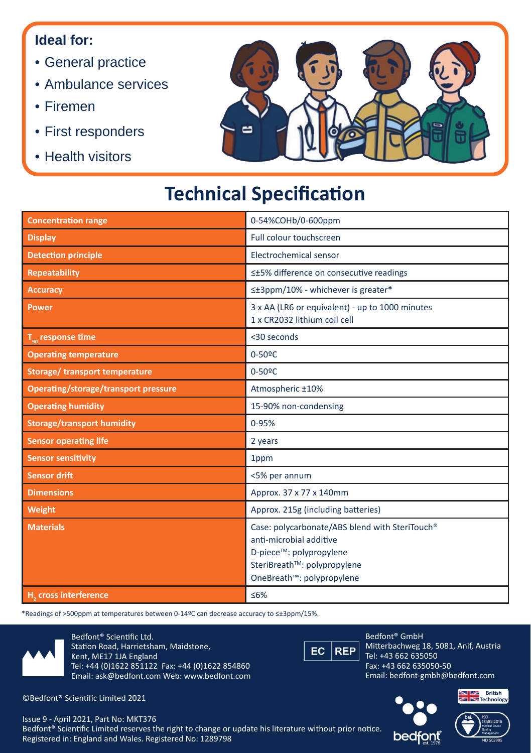**Ideal for:**

- General practice
- Ambulance services
- Firemen
- First responders
- Health visitors

# Technical Specification

| | |
|---|---|
| **Concentration range** | 0-54%COHb/0-600ppm |
| **Display** | Full colour touchscreen |
| **Detection principle** | Electrochemical sensor |
| **Repeatability** | ≤±5% difference on consecutive readings |
| **Accuracy** | ≤±3ppm/10% - whichever is greater* |
| **Power** | 3 x AA (LR6 or equivalent) - up to 1000 minutes<br>1 x CR2032 lithium coil cell |
| **$T_{90}$ response time** | <30 seconds |
| **Operating temperature** | 0-50ºC |
| **Storage/ transport temperature** | 0-50ºC |
| **Operating/storage/transport pressure** | Atmospheric ±10% |
| **Operating humidity** | 15-90% non-condensing |
| **Storage/transport humidity** | 0-95% |
| **Sensor operating life** | 2 years |
| **Sensor sensitivity** | 1ppm |
| **Sensor drift** | <5% per annum |
| **Dimensions** | Approx. 37 x 77 x 140mm |
| **Weight** | Approx. 215g (including batteries) |
| **Materials** | Case: polycarbonate/ABS blend with SteriTouch® anti-microbial additive<br>D-piece™: polypropylene<br>SteriBreath™: polypropylene<br>OneBreath™: polypropylene |
| **$H_2$ cross interference** | ≤6% |

*Readings of >500ppm at temperatures between 0-14ºC can decrease accuracy to ≤±3ppm/15%.

Bedfont® Scientific Ltd.
Station Road, Harrietsham, Maidstone,
Kent, ME17 1JA England
Tel: +44 (0)1622 851122 Fax: +44 (0)1622 854860
Email: ask@bedfont.com Web: www.bedfont.com

EC REP

Bedfont® GmbH
Mitterbachweg 18, 5081, Anif, Austria
Tel: +43 662 635050
Fax: +43 662 635050-50
Email: bedfont-gmbh@bedfont.com

©Bedfont® Scientific Limited 2021

Issue 9 - April 2021, Part No: MKT376
Bedfont® Scientific Limited reserves the right to change or update his literature without prior notice.
Registered in: England and Wales. Registered No: 1289798